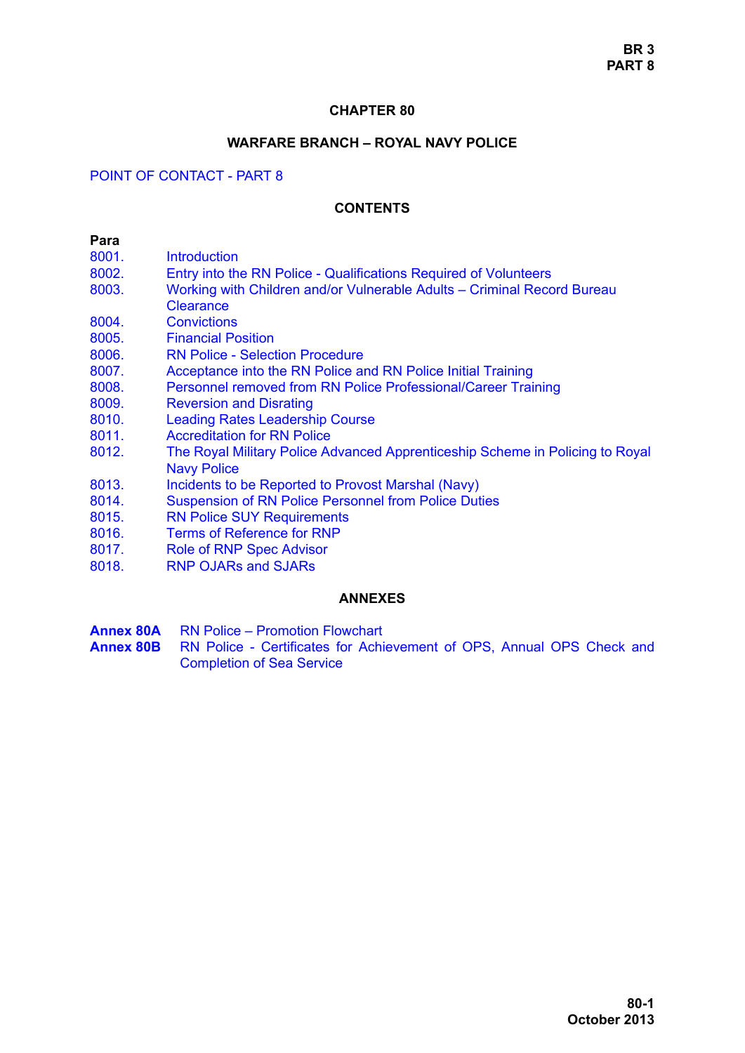# CHAPTER 80

## WARFARE BRANCH – ROYAL NAVY POLICE

POINT OF CONTACT - PART 8

### CONTENTS

| Para | |
|---|---|
| 8001. | Introduction |
| 8002. | Entry into the RN Police - Qualifications Required of Volunteers |
| 8003. | Working with Children and/or Vulnerable Adults – Criminal Record Bureau Clearance |
| 8004. | Convictions |
| 8005. | Financial Position |
| 8006. | RN Police - Selection Procedure |
| 8007. | Acceptance into the RN Police and RN Police Initial Training |
| 8008. | Personnel removed from RN Police Professional/Career Training |
| 8009. | Reversion and Disrating |
| 8010. | Leading Rates Leadership Course |
| 8011. | Accreditation for RN Police |
| 8012. | The Royal Military Police Advanced Apprenticeship Scheme in Policing to Royal Navy Police |
| 8013. | Incidents to be Reported to Provost Marshal (Navy) |
| 8014. | Suspension of RN Police Personnel from Police Duties |
| 8015. | RN Police SUY Requirements |
| 8016. | Terms of Reference for RNP |
| 8017. | Role of RNP Spec Advisor |
| 8018. | RNP OJARs and SJARs |

### ANNEXES

| | |
|---|---|
| **Annex 80A** | RN Police – Promotion Flowchart |
| **Annex 80B** | RN Police - Certificates for Achievement of OPS, Annual OPS Check and Completion of Sea Service |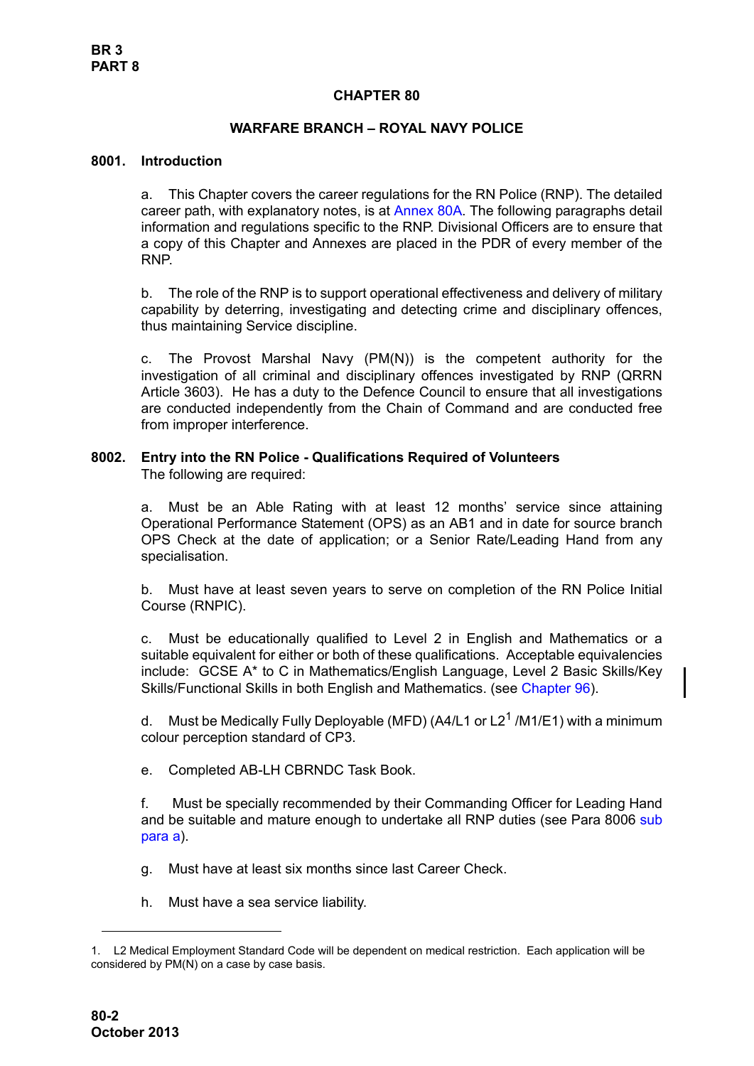# CHAPTER 80

## WARFARE BRANCH – ROYAL NAVY POLICE

### 8001. Introduction

a. This Chapter covers the career regulations for the RN Police (RNP). The detailed career path, with explanatory notes, is at Annex 80A. The following paragraphs detail information and regulations specific to the RNP. Divisional Officers are to ensure that a copy of this Chapter and Annexes are placed in the PDR of every member of the RNP.

b. The role of the RNP is to support operational effectiveness and delivery of military capability by deterring, investigating and detecting crime and disciplinary offences, thus maintaining Service discipline.

c. The Provost Marshal Navy (PM(N)) is the competent authority for the investigation of all criminal and disciplinary offences investigated by RNP (QRRN Article 3603). He has a duty to the Defence Council to ensure that all investigations are conducted independently from the Chain of Command and are conducted free from improper interference.

### 8002. Entry into the RN Police - Qualifications Required of Volunteers

The following are required:

a. Must be an Able Rating with at least 12 months' service since attaining Operational Performance Statement (OPS) as an AB1 and in date for source branch OPS Check at the date of application; or a Senior Rate/Leading Hand from any specialisation.

b. Must have at least seven years to serve on completion of the RN Police Initial Course (RNPIC).

c. Must be educationally qualified to Level 2 in English and Mathematics or a suitable equivalent for either or both of these qualifications. Acceptable equivalencies include: GCSE A* to C in Mathematics/English Language, Level 2 Basic Skills/Key Skills/Functional Skills in both English and Mathematics. (see Chapter 96).

d. Must be Medically Fully Deployable (MFD) (A4/L1 or L2[1] /M1/E1) with a minimum colour perception standard of CP3.

e. Completed AB-LH CBRNDC Task Book.

f. Must be specially recommended by their Commanding Officer for Leading Hand and be suitable and mature enough to undertake all RNP duties (see Para 8006 sub para a).

g. Must have at least six months since last Career Check.

h. Must have a sea service liability.

---

1. L2 Medical Employment Standard Code will be dependent on medical restriction. Each application will be considered by PM(N) on a case by case basis.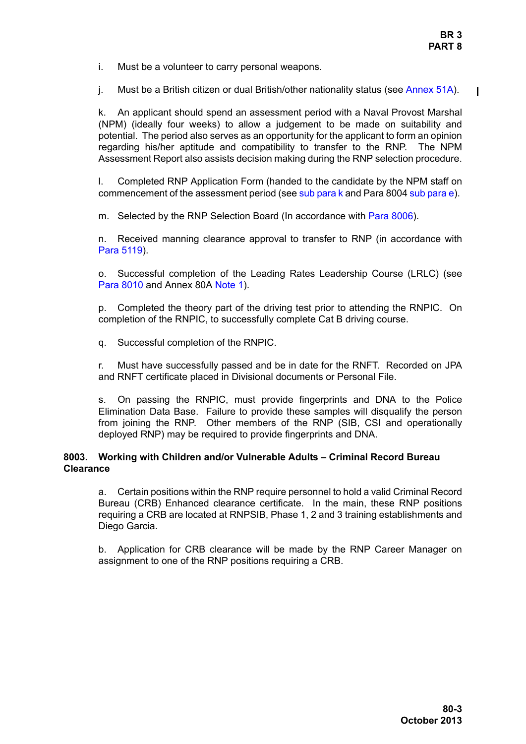i. Must be a volunteer to carry personal weapons.

j. Must be a British citizen or dual British/other nationality status (see Annex 51A).

k. An applicant should spend an assessment period with a Naval Provost Marshal (NPM) (ideally four weeks) to allow a judgement to be made on suitability and potential. The period also serves as an opportunity for the applicant to form an opinion regarding his/her aptitude and compatibility to transfer to the RNP. The NPM Assessment Report also assists decision making during the RNP selection procedure.

l. Completed RNP Application Form (handed to the candidate by the NPM staff on commencement of the assessment period (see sub para k and Para 8004 sub para e).

m. Selected by the RNP Selection Board (In accordance with Para 8006).

n. Received manning clearance approval to transfer to RNP (in accordance with Para 5119).

o. Successful completion of the Leading Rates Leadership Course (LRLC) (see Para 8010 and Annex 80A Note 1).

p. Completed the theory part of the driving test prior to attending the RNPIC. On completion of the RNPIC, to successfully complete Cat B driving course.

q. Successful completion of the RNPIC.

r. Must have successfully passed and be in date for the RNFT. Recorded on JPA and RNFT certificate placed in Divisional documents or Personal File.

s. On passing the RNPIC, must provide fingerprints and DNA to the Police Elimination Data Base. Failure to provide these samples will disqualify the person from joining the RNP. Other members of the RNP (SIB, CSI and operationally deployed RNP) may be required to provide fingerprints and DNA.

**8003. Working with Children and/or Vulnerable Adults – Criminal Record Bureau Clearance**

a. Certain positions within the RNP require personnel to hold a valid Criminal Record Bureau (CRB) Enhanced clearance certificate. In the main, these RNP positions requiring a CRB are located at RNPSIB, Phase 1, 2 and 3 training establishments and Diego Garcia.

b. Application for CRB clearance will be made by the RNP Career Manager on assignment to one of the RNP positions requiring a CRB.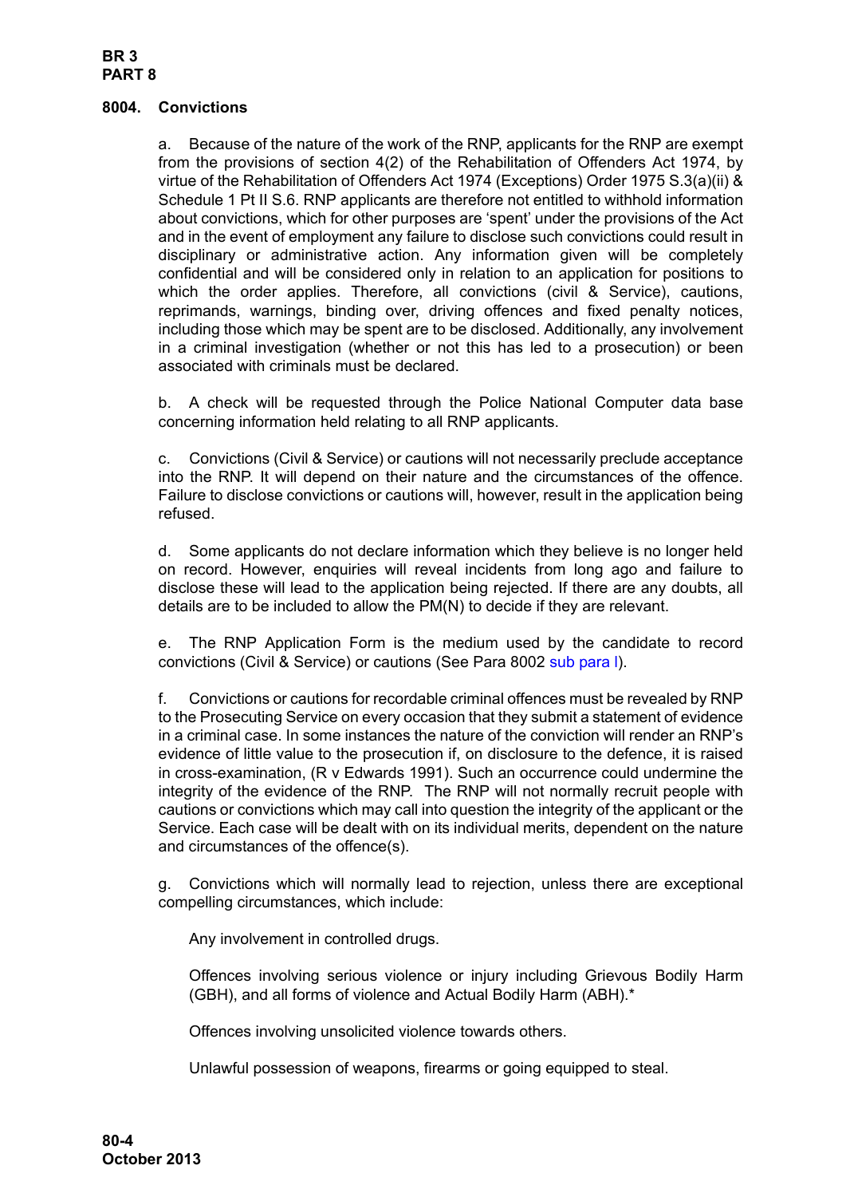### 8004. Convictions

a. Because of the nature of the work of the RNP, applicants for the RNP are exempt from the provisions of section 4(2) of the Rehabilitation of Offenders Act 1974, by virtue of the Rehabilitation of Offenders Act 1974 (Exceptions) Order 1975 S.3(a)(ii) & Schedule 1 Pt II S.6. RNP applicants are therefore not entitled to withhold information about convictions, which for other purposes are 'spent' under the provisions of the Act and in the event of employment any failure to disclose such convictions could result in disciplinary or administrative action. Any information given will be completely confidential and will be considered only in relation to an application for positions to which the order applies. Therefore, all convictions (civil & Service), cautions, reprimands, warnings, binding over, driving offences and fixed penalty notices, including those which may be spent are to be disclosed. Additionally, any involvement in a criminal investigation (whether or not this has led to a prosecution) or been associated with criminals must be declared.

b. A check will be requested through the Police National Computer data base concerning information held relating to all RNP applicants.

c. Convictions (Civil & Service) or cautions will not necessarily preclude acceptance into the RNP. It will depend on their nature and the circumstances of the offence. Failure to disclose convictions or cautions will, however, result in the application being refused.

d. Some applicants do not declare information which they believe is no longer held on record. However, enquiries will reveal incidents from long ago and failure to disclose these will lead to the application being rejected. If there are any doubts, all details are to be included to allow the PM(N) to decide if they are relevant.

e. The RNP Application Form is the medium used by the candidate to record convictions (Civil & Service) or cautions (See Para 8002 sub para l).

f. Convictions or cautions for recordable criminal offences must be revealed by RNP to the Prosecuting Service on every occasion that they submit a statement of evidence in a criminal case. In some instances the nature of the conviction will render an RNP's evidence of little value to the prosecution if, on disclosure to the defence, it is raised in cross-examination, (R v Edwards 1991). Such an occurrence could undermine the integrity of the evidence of the RNP. The RNP will not normally recruit people with cautions or convictions which may call into question the integrity of the applicant or the Service. Each case will be dealt with on its individual merits, dependent on the nature and circumstances of the offence(s).

g. Convictions which will normally lead to rejection, unless there are exceptional compelling circumstances, which include:

Any involvement in controlled drugs.

Offences involving serious violence or injury including Grievous Bodily Harm (GBH), and all forms of violence and Actual Bodily Harm (ABH).*

Offences involving unsolicited violence towards others.

Unlawful possession of weapons, firearms or going equipped to steal.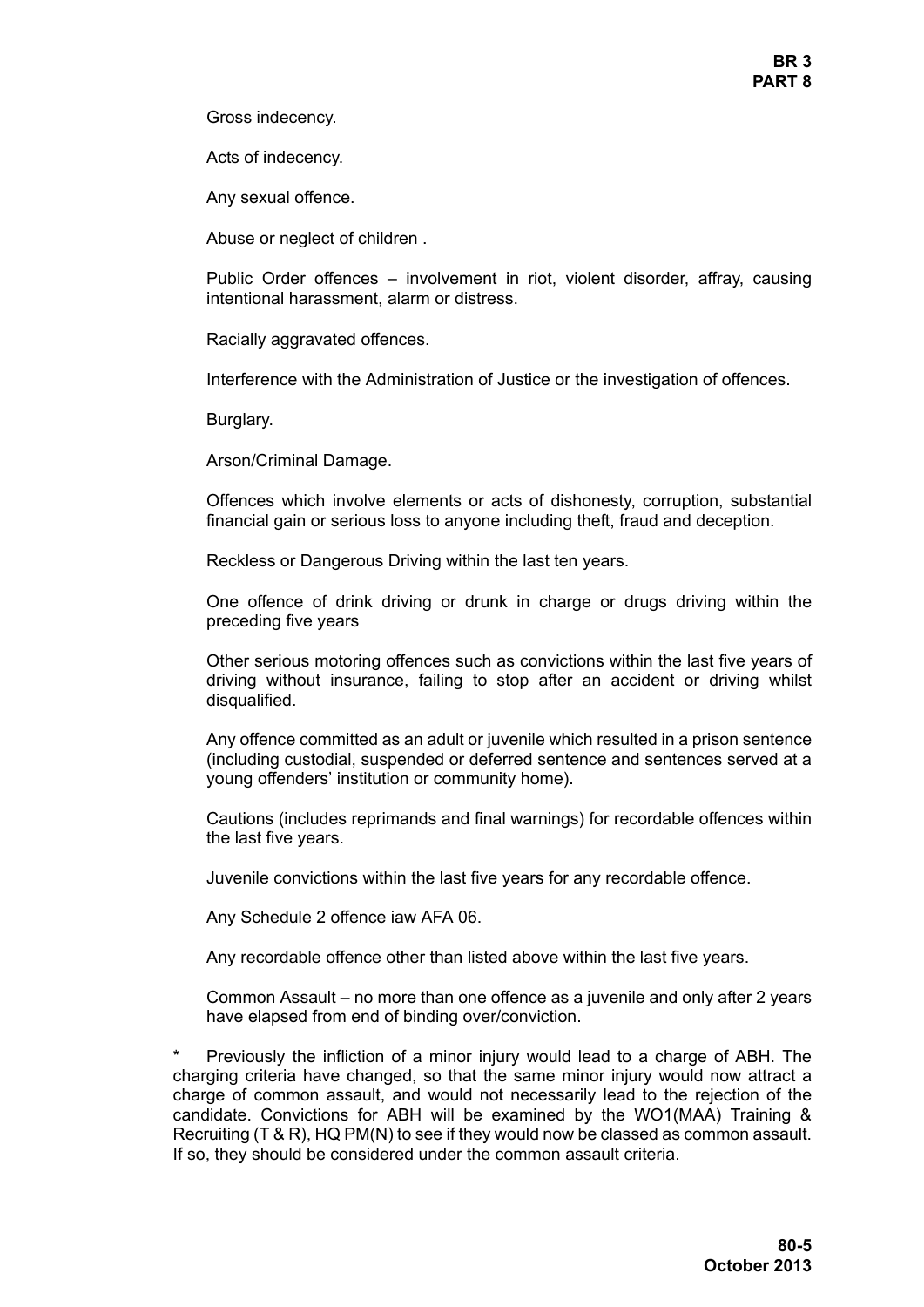Gross indecency.

Acts of indecency.

Any sexual offence.

Abuse or neglect of children .

Public Order offences – involvement in riot, violent disorder, affray, causing intentional harassment, alarm or distress.

Racially aggravated offences.

Interference with the Administration of Justice or the investigation of offences.

Burglary.

Arson/Criminal Damage.

Offences which involve elements or acts of dishonesty, corruption, substantial financial gain or serious loss to anyone including theft, fraud and deception.

Reckless or Dangerous Driving within the last ten years.

One offence of drink driving or drunk in charge or drugs driving within the preceding five years

Other serious motoring offences such as convictions within the last five years of driving without insurance, failing to stop after an accident or driving whilst disqualified.

Any offence committed as an adult or juvenile which resulted in a prison sentence (including custodial, suspended or deferred sentence and sentences served at a young offenders' institution or community home).

Cautions (includes reprimands and final warnings) for recordable offences within the last five years.

Juvenile convictions within the last five years for any recordable offence.

Any Schedule 2 offence iaw AFA 06.

Any recordable offence other than listed above within the last five years.

Common Assault – no more than one offence as a juvenile and only after 2 years have elapsed from end of binding over/conviction.

\* Previously the infliction of a minor injury would lead to a charge of ABH. The charging criteria have changed, so that the same minor injury would now attract a charge of common assault, and would not necessarily lead to the rejection of the candidate. Convictions for ABH will be examined by the WO1(MAA) Training & Recruiting (T & R), HQ PM(N) to see if they would now be classed as common assault. If so, they should be considered under the common assault criteria.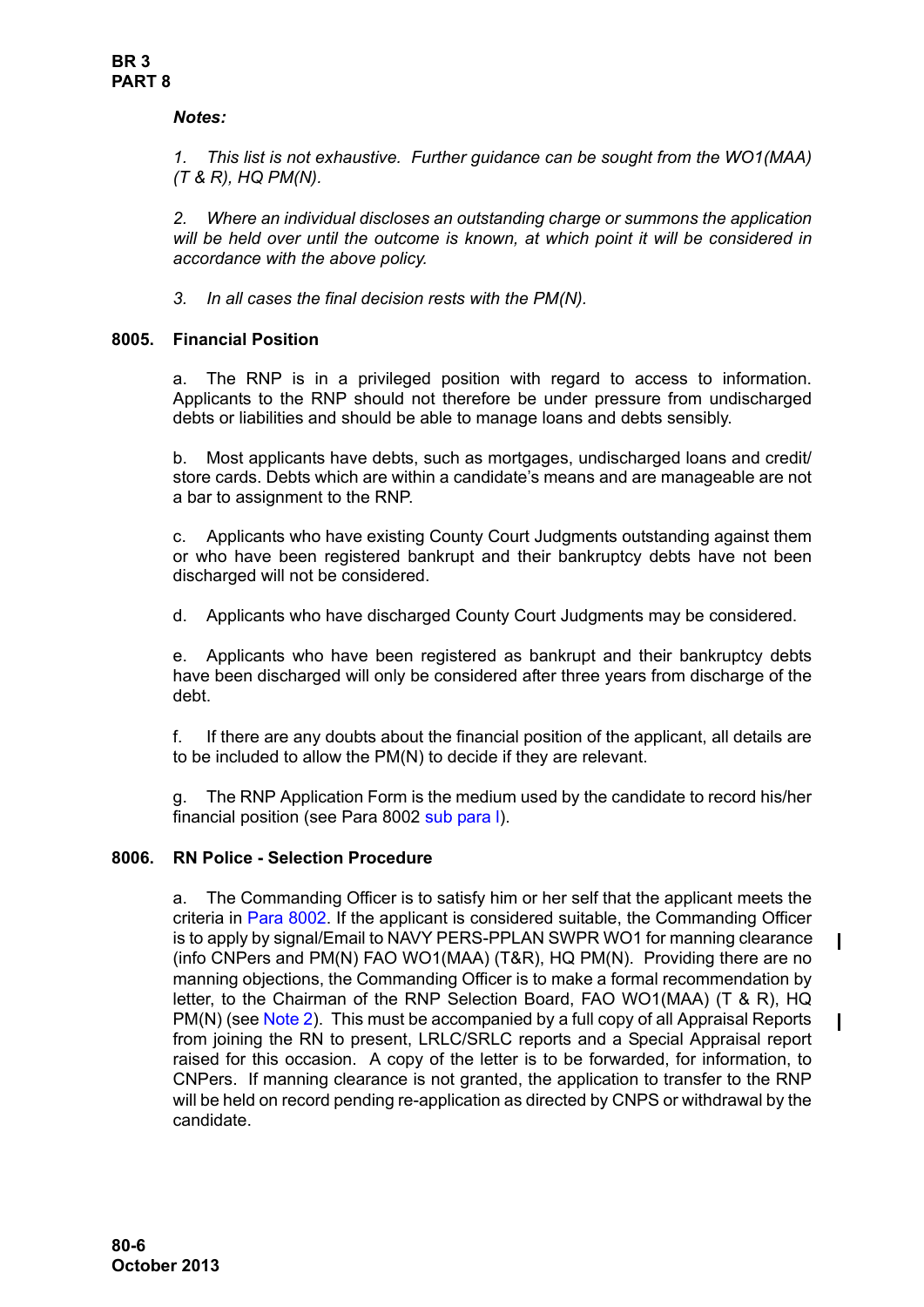*Notes:*

*1. This list is not exhaustive. Further guidance can be sought from the WO1(MAA) (T & R), HQ PM(N).*

*2. Where an individual discloses an outstanding charge or summons the application will be held over until the outcome is known, at which point it will be considered in accordance with the above policy.*

*3. In all cases the final decision rests with the PM(N).*

### 8005. Financial Position

a. The RNP is in a privileged position with regard to access to information. Applicants to the RNP should not therefore be under pressure from undischarged debts or liabilities and should be able to manage loans and debts sensibly.

b. Most applicants have debts, such as mortgages, undischarged loans and credit/ store cards. Debts which are within a candidate's means and are manageable are not a bar to assignment to the RNP.

c. Applicants who have existing County Court Judgments outstanding against them or who have been registered bankrupt and their bankruptcy debts have not been discharged will not be considered.

d. Applicants who have discharged County Court Judgments may be considered.

e. Applicants who have been registered as bankrupt and their bankruptcy debts have been discharged will only be considered after three years from discharge of the debt.

f. If there are any doubts about the financial position of the applicant, all details are to be included to allow the PM(N) to decide if they are relevant.

g. The RNP Application Form is the medium used by the candidate to record his/her financial position (see Para 8002 sub para l).

### 8006. RN Police - Selection Procedure

a. The Commanding Officer is to satisfy him or her self that the applicant meets the criteria in Para 8002. If the applicant is considered suitable, the Commanding Officer is to apply by signal/Email to NAVY PERS-PPLAN SWPR WO1 for manning clearance (info CNPers and PM(N) FAO WO1(MAA) (T&R), HQ PM(N). Providing there are no manning objections, the Commanding Officer is to make a formal recommendation by letter, to the Chairman of the RNP Selection Board, FAO WO1(MAA) (T & R), HQ PM(N) (see Note 2). This must be accompanied by a full copy of all Appraisal Reports from joining the RN to present, LRLC/SRLC reports and a Special Appraisal report raised for this occasion. A copy of the letter is to be forwarded, for information, to CNPers. If manning clearance is not granted, the application to transfer to the RNP will be held on record pending re-application as directed by CNPS or withdrawal by the candidate.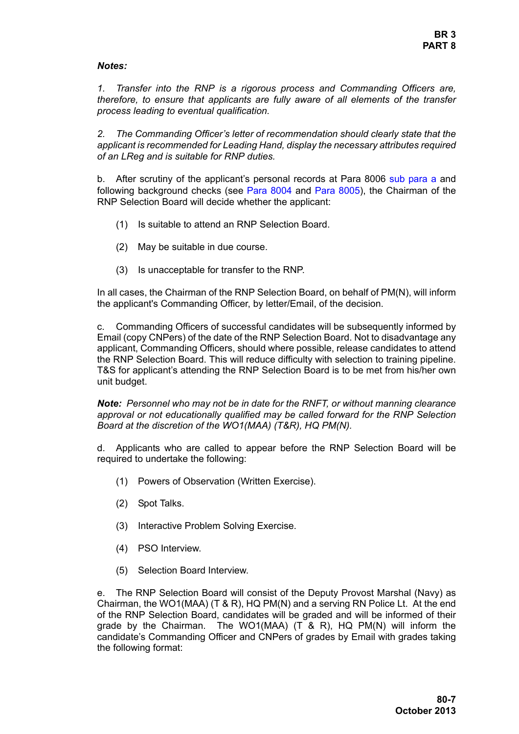***Notes:***

*1. Transfer into the RNP is a rigorous process and Commanding Officers are, therefore, to ensure that applicants are fully aware of all elements of the transfer process leading to eventual qualification.*

*2. The Commanding Officer's letter of recommendation should clearly state that the applicant is recommended for Leading Hand, display the necessary attributes required of an LReg and is suitable for RNP duties.*

b. After scrutiny of the applicant's personal records at Para 8006 sub para a and following background checks (see Para 8004 and Para 8005), the Chairman of the RNP Selection Board will decide whether the applicant:

(1) Is suitable to attend an RNP Selection Board.

(2) May be suitable in due course.

(3) Is unacceptable for transfer to the RNP.

In all cases, the Chairman of the RNP Selection Board, on behalf of PM(N), will inform the applicant's Commanding Officer, by letter/Email, of the decision.

c. Commanding Officers of successful candidates will be subsequently informed by Email (copy CNPers) of the date of the RNP Selection Board. Not to disadvantage any applicant, Commanding Officers, should where possible, release candidates to attend the RNP Selection Board. This will reduce difficulty with selection to training pipeline. T&S for applicant's attending the RNP Selection Board is to be met from his/her own unit budget.

***Note:*** *Personnel who may not be in date for the RNFT, or without manning clearance approval or not educationally qualified may be called forward for the RNP Selection Board at the discretion of the WO1(MAA) (T&R), HQ PM(N).*

d. Applicants who are called to appear before the RNP Selection Board will be required to undertake the following:

(1) Powers of Observation (Written Exercise).

(2) Spot Talks.

(3) Interactive Problem Solving Exercise.

(4) PSO Interview.

(5) Selection Board Interview.

e. The RNP Selection Board will consist of the Deputy Provost Marshal (Navy) as Chairman, the WO1(MAA) (T & R), HQ PM(N) and a serving RN Police Lt. At the end of the RNP Selection Board, candidates will be graded and will be informed of their grade by the Chairman. The WO1(MAA) (T & R), HQ PM(N) will inform the candidate's Commanding Officer and CNPers of grades by Email with grades taking the following format: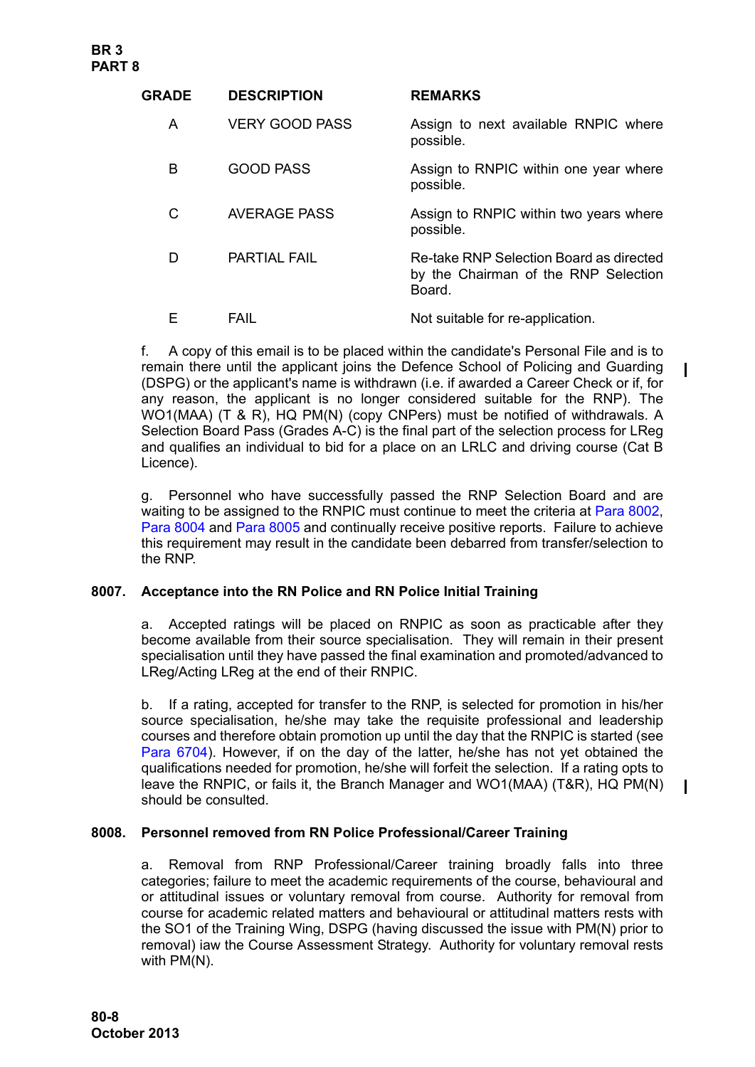| GRADE | DESCRIPTION | REMARKS |
|---|---|---|
| A | VERY GOOD PASS | Assign to next available RNPIC where possible. |
| B | GOOD PASS | Assign to RNPIC within one year where possible. |
| C | AVERAGE PASS | Assign to RNPIC within two years where possible. |
| D | PARTIAL FAIL | Re-take RNP Selection Board as directed by the Chairman of the RNP Selection Board. |
| E | FAIL | Not suitable for re-application. |

f. A copy of this email is to be placed within the candidate's Personal File and is to remain there until the applicant joins the Defence School of Policing and Guarding (DSPG) or the applicant's name is withdrawn (i.e. if awarded a Career Check or if, for any reason, the applicant is no longer considered suitable for the RNP). The WO1(MAA) (T & R), HQ PM(N) (copy CNPers) must be notified of withdrawals. A Selection Board Pass (Grades A-C) is the final part of the selection process for LReg and qualifies an individual to bid for a place on an LRLC and driving course (Cat B Licence).

g. Personnel who have successfully passed the RNP Selection Board and are waiting to be assigned to the RNPIC must continue to meet the criteria at Para 8002, Para 8004 and Para 8005 and continually receive positive reports. Failure to achieve this requirement may result in the candidate been debarred from transfer/selection to the RNP.

**8007. Acceptance into the RN Police and RN Police Initial Training**

a. Accepted ratings will be placed on RNPIC as soon as practicable after they become available from their source specialisation. They will remain in their present specialisation until they have passed the final examination and promoted/advanced to LReg/Acting LReg at the end of their RNPIC.

b. If a rating, accepted for transfer to the RNP, is selected for promotion in his/her source specialisation, he/she may take the requisite professional and leadership courses and therefore obtain promotion up until the day that the RNPIC is started (see Para 6704). However, if on the day of the latter, he/she has not yet obtained the qualifications needed for promotion, he/she will forfeit the selection. If a rating opts to leave the RNPIC, or fails it, the Branch Manager and WO1(MAA) (T&R), HQ PM(N) should be consulted.

**8008. Personnel removed from RN Police Professional/Career Training**

a. Removal from RNP Professional/Career training broadly falls into three categories; failure to meet the academic requirements of the course, behavioural and or attitudinal issues or voluntary removal from course. Authority for removal from course for academic related matters and behavioural or attitudinal matters rests with the SO1 of the Training Wing, DSPG (having discussed the issue with PM(N) prior to removal) iaw the Course Assessment Strategy. Authority for voluntary removal rests with PM(N).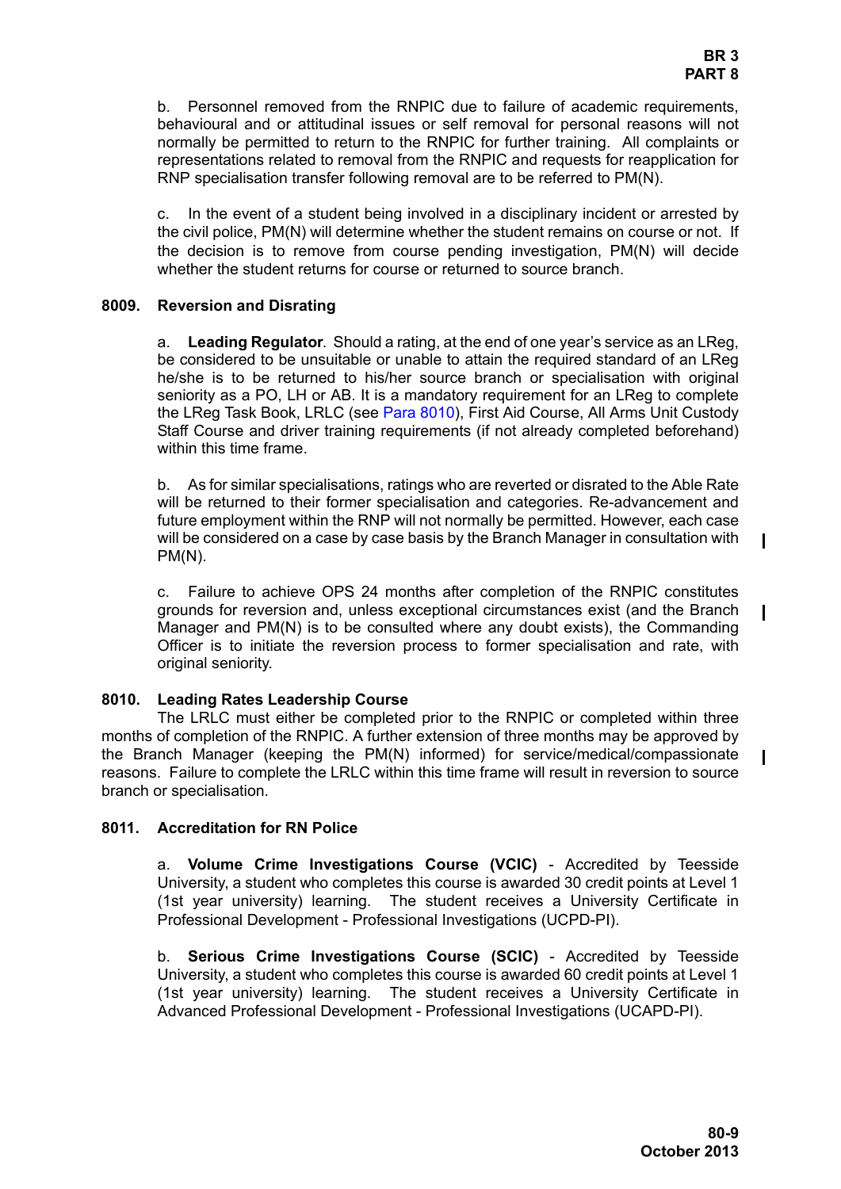b. Personnel removed from the RNPIC due to failure of academic requirements, behavioural and or attitudinal issues or self removal for personal reasons will not normally be permitted to return to the RNPIC for further training. All complaints or representations related to removal from the RNPIC and requests for reapplication for RNP specialisation transfer following removal are to be referred to PM(N).

c. In the event of a student being involved in a disciplinary incident or arrested by the civil police, PM(N) will determine whether the student remains on course or not. If the decision is to remove from course pending investigation, PM(N) will decide whether the student returns for course or returned to source branch.

**8009. Reversion and Disrating**

a. **Leading Regulator**. Should a rating, at the end of one year's service as an LReg, be considered to be unsuitable or unable to attain the required standard of an LReg he/she is to be returned to his/her source branch or specialisation with original seniority as a PO, LH or AB. It is a mandatory requirement for an LReg to complete the LReg Task Book, LRLC (see Para 8010), First Aid Course, All Arms Unit Custody Staff Course and driver training requirements (if not already completed beforehand) within this time frame.

b. As for similar specialisations, ratings who are reverted or disrated to the Able Rate will be returned to their former specialisation and categories. Re-advancement and future employment within the RNP will not normally be permitted. However, each case will be considered on a case by case basis by the Branch Manager in consultation with PM(N).

c. Failure to achieve OPS 24 months after completion of the RNPIC constitutes grounds for reversion and, unless exceptional circumstances exist (and the Branch Manager and PM(N) is to be consulted where any doubt exists), the Commanding Officer is to initiate the reversion process to former specialisation and rate, with original seniority.

**8010. Leading Rates Leadership Course**

The LRLC must either be completed prior to the RNPIC or completed within three months of completion of the RNPIC. A further extension of three months may be approved by the Branch Manager (keeping the PM(N) informed) for service/medical/compassionate reasons. Failure to complete the LRLC within this time frame will result in reversion to source branch or specialisation.

**8011. Accreditation for RN Police**

a. **Volume Crime Investigations Course (VCIC)** - Accredited by Teesside University, a student who completes this course is awarded 30 credit points at Level 1 (1st year university) learning. The student receives a University Certificate in Professional Development - Professional Investigations (UCPD-PI).

b. **Serious Crime Investigations Course (SCIC)** - Accredited by Teesside University, a student who completes this course is awarded 60 credit points at Level 1 (1st year university) learning. The student receives a University Certificate in Advanced Professional Development - Professional Investigations (UCAPD-PI).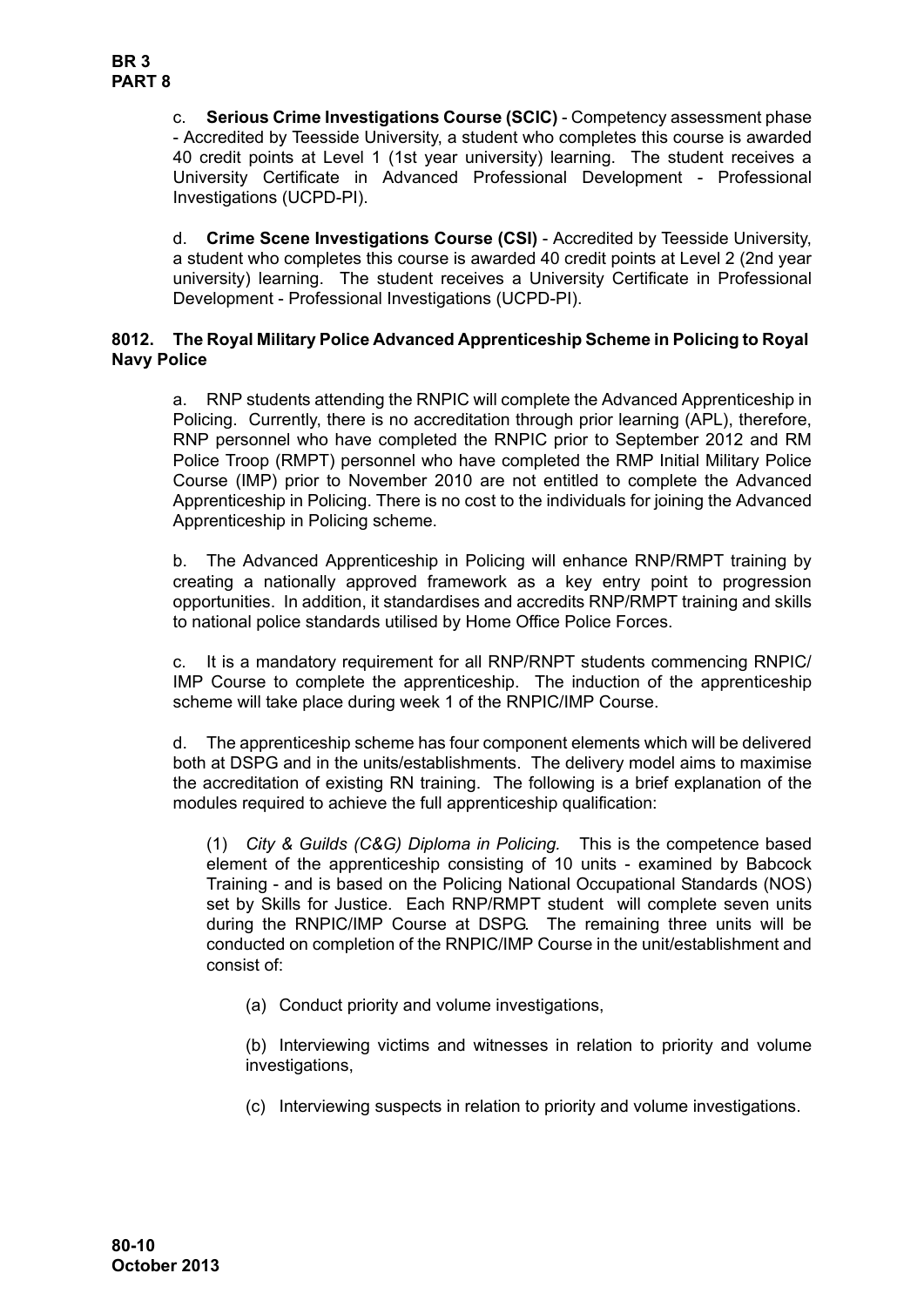c. **Serious Crime Investigations Course (SCIC)** - Competency assessment phase - Accredited by Teesside University, a student who completes this course is awarded 40 credit points at Level 1 (1st year university) learning. The student receives a University Certificate in Advanced Professional Development - Professional Investigations (UCPD-PI).

d. **Crime Scene Investigations Course (CSI)** - Accredited by Teesside University, a student who completes this course is awarded 40 credit points at Level 2 (2nd year university) learning. The student receives a University Certificate in Professional Development - Professional Investigations (UCPD-PI).

**8012. The Royal Military Police Advanced Apprenticeship Scheme in Policing to Royal Navy Police**

a. RNP students attending the RNPIC will complete the Advanced Apprenticeship in Policing. Currently, there is no accreditation through prior learning (APL), therefore, RNP personnel who have completed the RNPIC prior to September 2012 and RM Police Troop (RMPT) personnel who have completed the RMP Initial Military Police Course (IMP) prior to November 2010 are not entitled to complete the Advanced Apprenticeship in Policing. There is no cost to the individuals for joining the Advanced Apprenticeship in Policing scheme.

b. The Advanced Apprenticeship in Policing will enhance RNP/RMPT training by creating a nationally approved framework as a key entry point to progression opportunities. In addition, it standardises and accredits RNP/RMPT training and skills to national police standards utilised by Home Office Police Forces.

c. It is a mandatory requirement for all RNP/RNPT students commencing RNPIC/ IMP Course to complete the apprenticeship. The induction of the apprenticeship scheme will take place during week 1 of the RNPIC/IMP Course.

d. The apprenticeship scheme has four component elements which will be delivered both at DSPG and in the units/establishments. The delivery model aims to maximise the accreditation of existing RN training. The following is a brief explanation of the modules required to achieve the full apprenticeship qualification:

(1) *City & Guilds (C&G) Diploma in Policing.* This is the competence based element of the apprenticeship consisting of 10 units - examined by Babcock Training - and is based on the Policing National Occupational Standards (NOS) set by Skills for Justice. Each RNP/RMPT student will complete seven units during the RNPIC/IMP Course at DSPG. The remaining three units will be conducted on completion of the RNPIC/IMP Course in the unit/establishment and consist of:

(a) Conduct priority and volume investigations,

(b) Interviewing victims and witnesses in relation to priority and volume investigations,

(c) Interviewing suspects in relation to priority and volume investigations.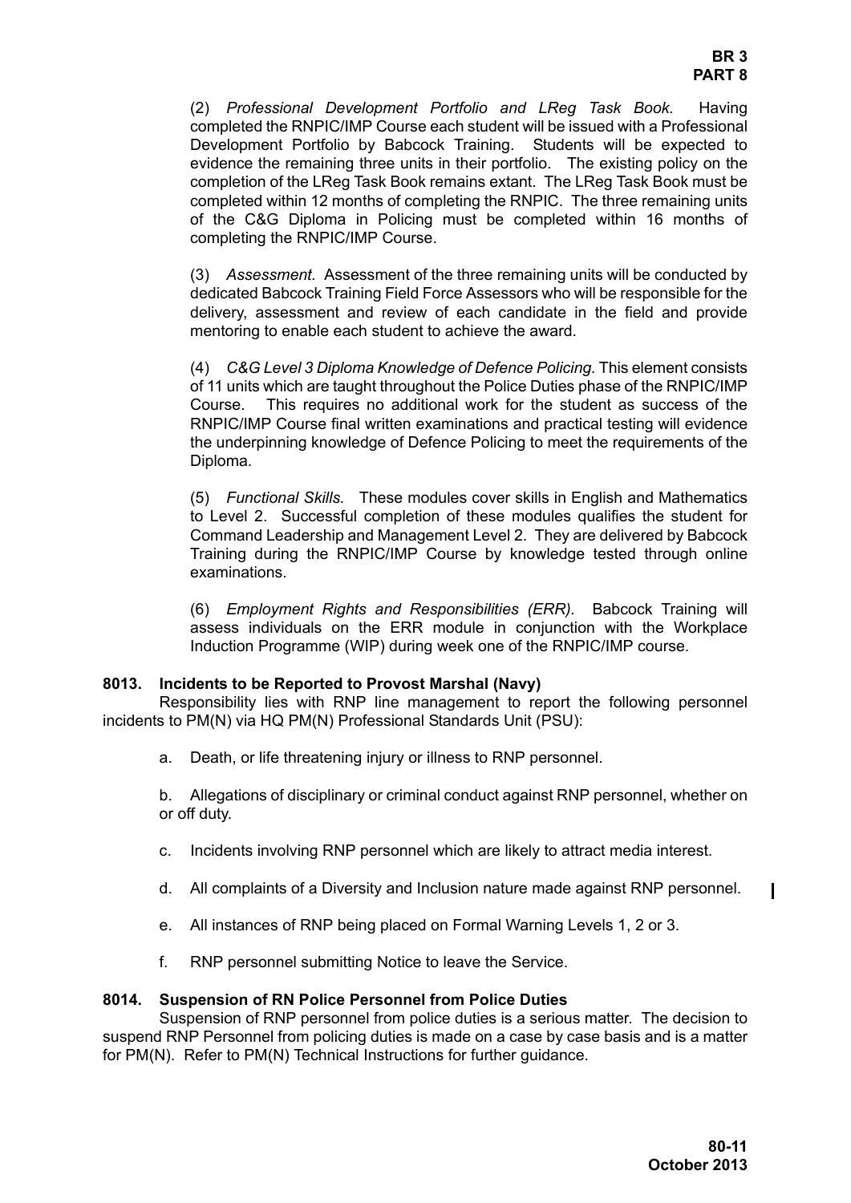(2) *Professional Development Portfolio and LReg Task Book.* Having completed the RNPIC/IMP Course each student will be issued with a Professional Development Portfolio by Babcock Training. Students will be expected to evidence the remaining three units in their portfolio. The existing policy on the completion of the LReg Task Book remains extant. The LReg Task Book must be completed within 12 months of completing the RNPIC. The three remaining units of the C&G Diploma in Policing must be completed within 16 months of completing the RNPIC/IMP Course.

(3) *Assessment.* Assessment of the three remaining units will be conducted by dedicated Babcock Training Field Force Assessors who will be responsible for the delivery, assessment and review of each candidate in the field and provide mentoring to enable each student to achieve the award.

(4) *C&G Level 3 Diploma Knowledge of Defence Policing.* This element consists of 11 units which are taught throughout the Police Duties phase of the RNPIC/IMP Course. This requires no additional work for the student as success of the RNPIC/IMP Course final written examinations and practical testing will evidence the underpinning knowledge of Defence Policing to meet the requirements of the Diploma.

(5) *Functional Skills.* These modules cover skills in English and Mathematics to Level 2. Successful completion of these modules qualifies the student for Command Leadership and Management Level 2. They are delivered by Babcock Training during the RNPIC/IMP Course by knowledge tested through online examinations.

(6) *Employment Rights and Responsibilities (ERR).* Babcock Training will assess individuals on the ERR module in conjunction with the Workplace Induction Programme (WIP) during week one of the RNPIC/IMP course.

**8013. Incidents to be Reported to Provost Marshal (Navy)**

Responsibility lies with RNP line management to report the following personnel incidents to PM(N) via HQ PM(N) Professional Standards Unit (PSU):

a. Death, or life threatening injury or illness to RNP personnel.

b. Allegations of disciplinary or criminal conduct against RNP personnel, whether on or off duty.

c. Incidents involving RNP personnel which are likely to attract media interest.

d. All complaints of a Diversity and Inclusion nature made against RNP personnel.

e. All instances of RNP being placed on Formal Warning Levels 1, 2 or 3.

f. RNP personnel submitting Notice to leave the Service.

**8014. Suspension of RN Police Personnel from Police Duties**

Suspension of RNP personnel from police duties is a serious matter. The decision to suspend RNP Personnel from policing duties is made on a case by case basis and is a matter for PM(N). Refer to PM(N) Technical Instructions for further guidance.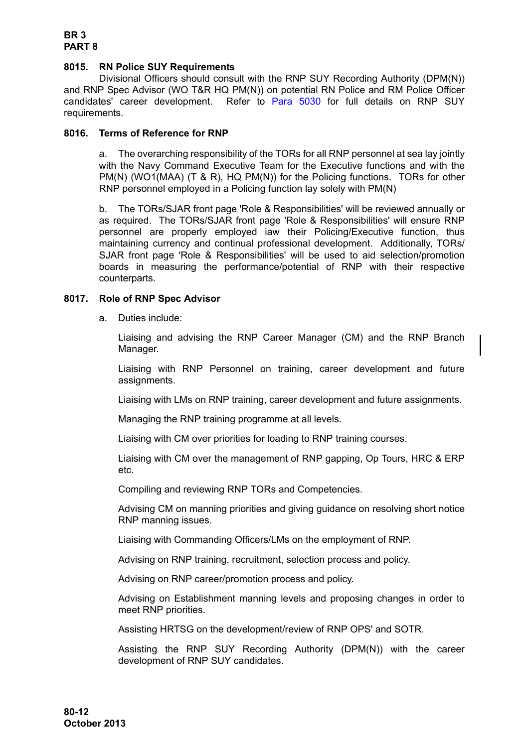**8015. RN Police SUY Requirements**

Divisional Officers should consult with the RNP SUY Recording Authority (DPM(N)) and RNP Spec Advisor (WO T&R HQ PM(N)) on potential RN Police and RM Police Officer candidates' career development. Refer to Para 5030 for full details on RNP SUY requirements.

**8016. Terms of Reference for RNP**

a. The overarching responsibility of the TORs for all RNP personnel at sea lay jointly with the Navy Command Executive Team for the Executive functions and with the PM(N) (WO1(MAA) (T & R), HQ PM(N)) for the Policing functions. TORs for other RNP personnel employed in a Policing function lay solely with PM(N)

b. The TORs/SJAR front page 'Role & Responsibilities' will be reviewed annually or as required. The TORs/SJAR front page 'Role & Responsibilities' will ensure RNP personnel are properly employed iaw their Policing/Executive function, thus maintaining currency and continual professional development. Additionally, TORs/ SJAR front page 'Role & Responsibilities' will be used to aid selection/promotion boards in measuring the performance/potential of RNP with their respective counterparts.

**8017. Role of RNP Spec Advisor**

a. Duties include:

Liaising and advising the RNP Career Manager (CM) and the RNP Branch Manager.

Liaising with RNP Personnel on training, career development and future assignments.

Liaising with LMs on RNP training, career development and future assignments.

Managing the RNP training programme at all levels.

Liaising with CM over priorities for loading to RNP training courses.

Liaising with CM over the management of RNP gapping, Op Tours, HRC & ERP etc.

Compiling and reviewing RNP TORs and Competencies.

Advising CM on manning priorities and giving guidance on resolving short notice RNP manning issues.

Liaising with Commanding Officers/LMs on the employment of RNP.

Advising on RNP training, recruitment, selection process and policy.

Advising on RNP career/promotion process and policy.

Advising on Establishment manning levels and proposing changes in order to meet RNP priorities.

Assisting HRTSG on the development/review of RNP OPS' and SOTR.

Assisting the RNP SUY Recording Authority (DPM(N)) with the career development of RNP SUY candidates.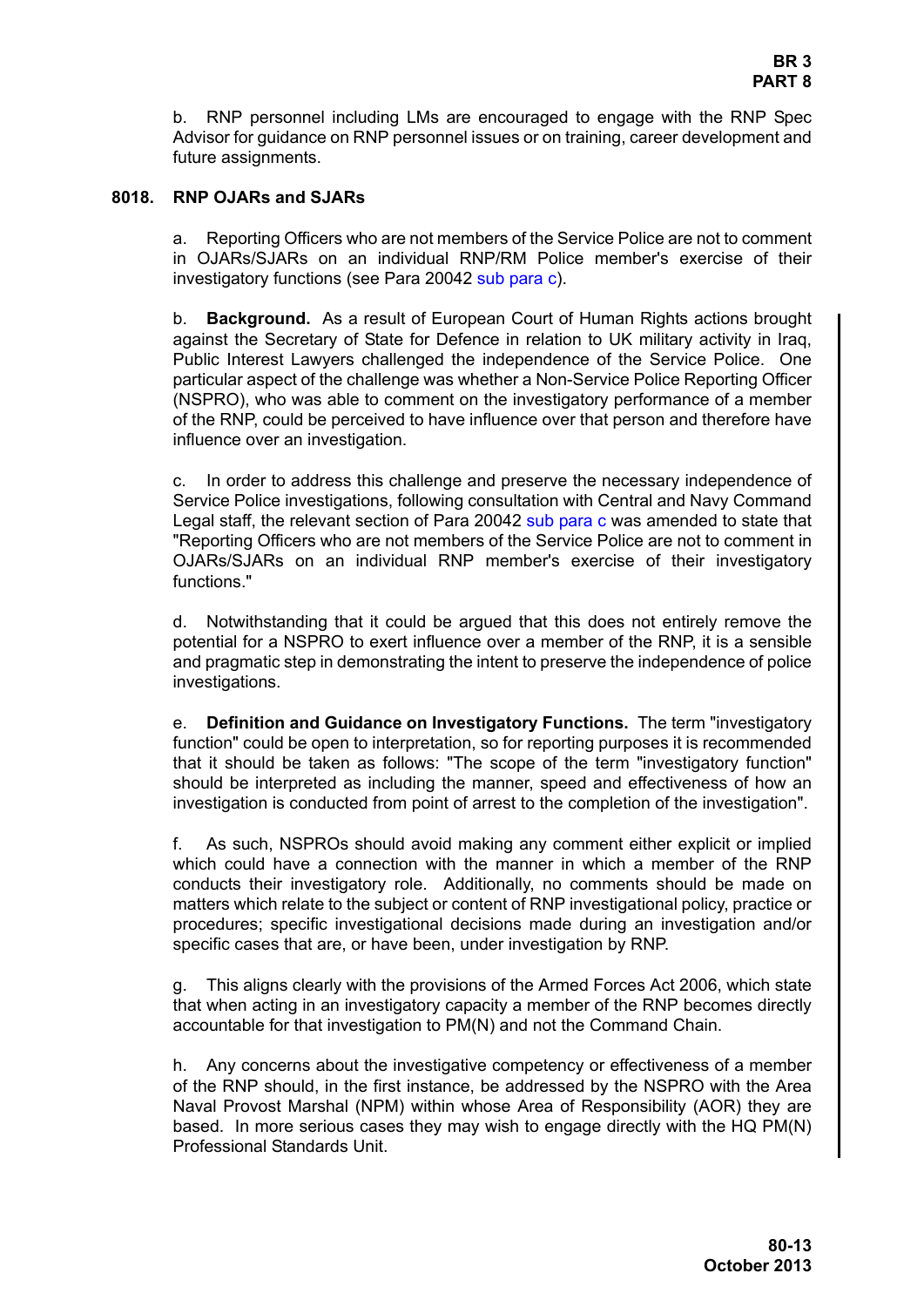b. RNP personnel including LMs are encouraged to engage with the RNP Spec Advisor for guidance on RNP personnel issues or on training, career development and future assignments.

**8018. RNP OJARs and SJARs**

a. Reporting Officers who are not members of the Service Police are not to comment in OJARs/SJARs on an individual RNP/RM Police member's exercise of their investigatory functions (see Para 20042 sub para c).

b. **Background.** As a result of European Court of Human Rights actions brought against the Secretary of State for Defence in relation to UK military activity in Iraq, Public Interest Lawyers challenged the independence of the Service Police. One particular aspect of the challenge was whether a Non-Service Police Reporting Officer (NSPRO), who was able to comment on the investigatory performance of a member of the RNP, could be perceived to have influence over that person and therefore have influence over an investigation.

c. In order to address this challenge and preserve the necessary independence of Service Police investigations, following consultation with Central and Navy Command Legal staff, the relevant section of Para 20042 sub para c was amended to state that "Reporting Officers who are not members of the Service Police are not to comment in OJARs/SJARs on an individual RNP member's exercise of their investigatory functions."

d. Notwithstanding that it could be argued that this does not entirely remove the potential for a NSPRO to exert influence over a member of the RNP, it is a sensible and pragmatic step in demonstrating the intent to preserve the independence of police investigations.

e. **Definition and Guidance on Investigatory Functions.** The term "investigatory function" could be open to interpretation, so for reporting purposes it is recommended that it should be taken as follows: "The scope of the term "investigatory function" should be interpreted as including the manner, speed and effectiveness of how an investigation is conducted from point of arrest to the completion of the investigation".

f. As such, NSPROs should avoid making any comment either explicit or implied which could have a connection with the manner in which a member of the RNP conducts their investigatory role. Additionally, no comments should be made on matters which relate to the subject or content of RNP investigational policy, practice or procedures; specific investigational decisions made during an investigation and/or specific cases that are, or have been, under investigation by RNP.

g. This aligns clearly with the provisions of the Armed Forces Act 2006, which state that when acting in an investigatory capacity a member of the RNP becomes directly accountable for that investigation to PM(N) and not the Command Chain.

h. Any concerns about the investigative competency or effectiveness of a member of the RNP should, in the first instance, be addressed by the NSPRO with the Area Naval Provost Marshal (NPM) within whose Area of Responsibility (AOR) they are based. In more serious cases they may wish to engage directly with the HQ PM(N) Professional Standards Unit.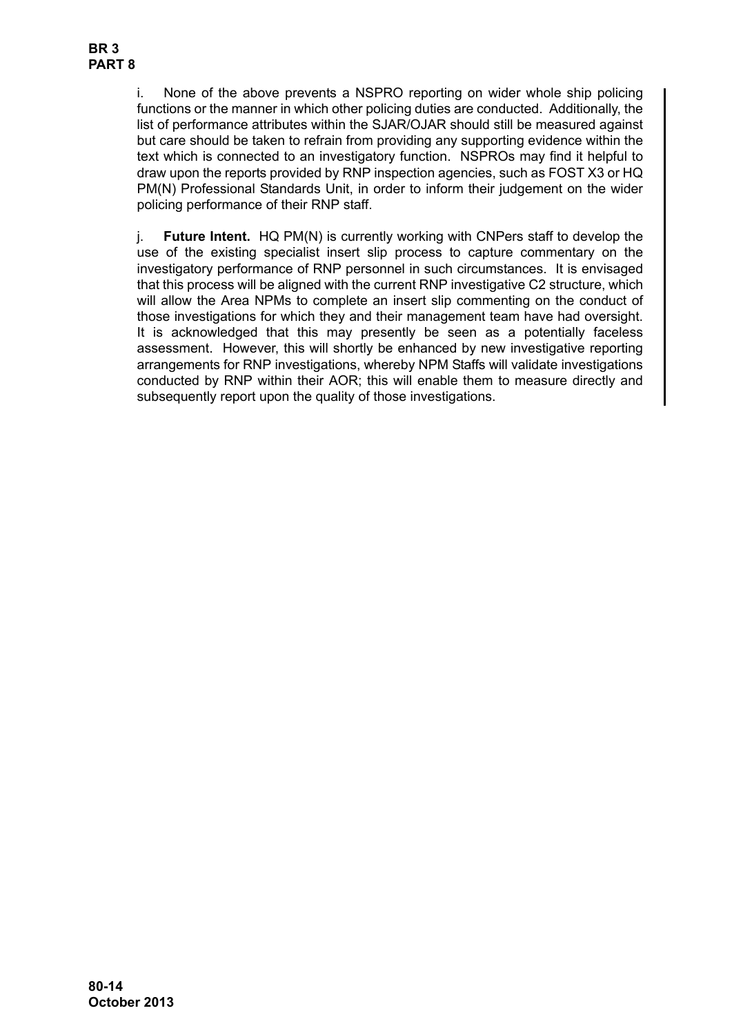i. None of the above prevents a NSPRO reporting on wider whole ship policing functions or the manner in which other policing duties are conducted. Additionally, the list of performance attributes within the SJAR/OJAR should still be measured against but care should be taken to refrain from providing any supporting evidence within the text which is connected to an investigatory function. NSPROs may find it helpful to draw upon the reports provided by RNP inspection agencies, such as FOST X3 or HQ PM(N) Professional Standards Unit, in order to inform their judgement on the wider policing performance of their RNP staff.

j. **Future Intent.** HQ PM(N) is currently working with CNPers staff to develop the use of the existing specialist insert slip process to capture commentary on the investigatory performance of RNP personnel in such circumstances. It is envisaged that this process will be aligned with the current RNP investigative C2 structure, which will allow the Area NPMs to complete an insert slip commenting on the conduct of those investigations for which they and their management team have had oversight. It is acknowledged that this may presently be seen as a potentially faceless assessment. However, this will shortly be enhanced by new investigative reporting arrangements for RNP investigations, whereby NPM Staffs will validate investigations conducted by RNP within their AOR; this will enable them to measure directly and subsequently report upon the quality of those investigations.